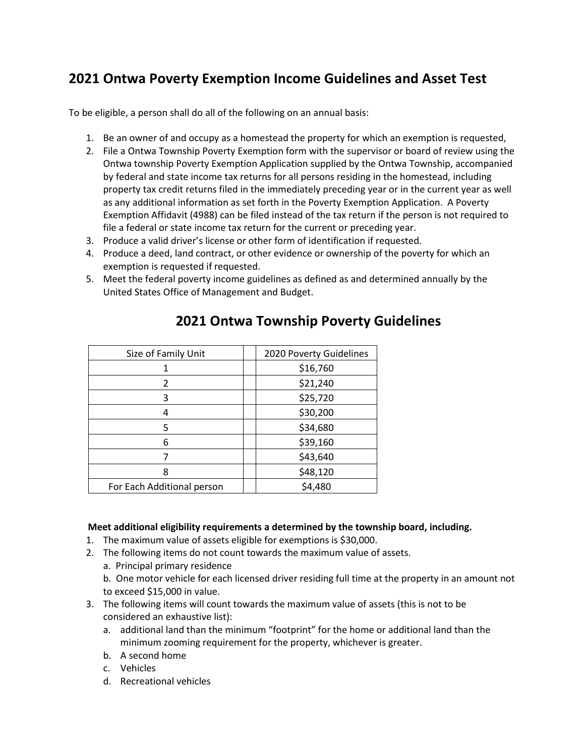## 2021 Ontwa Poverty Exemption Income Guidelines and Asset Test

To be eligible, a person shall do all of the following on an annual basis:

1. Be an owner of and occupy as a homestead the property for which an exemption is requested,
2. File a Ontwa Township Poverty Exemption form with the supervisor or board of review using the Ontwa township Poverty Exemption Application supplied by the Ontwa Township, accompanied by federal and state income tax returns for all persons residing in the homestead, including property tax credit returns filed in the immediately preceding year or in the current year as well as any additional information as set forth in the Poverty Exemption Application. A Poverty Exemption Affidavit (4988) can be filed instead of the tax return if the person is not required to file a federal or state income tax return for the current or preceding year.
3. Produce a valid driver's license or other form of identification if requested.
4. Produce a deed, land contract, or other evidence or ownership of the poverty for which an exemption is requested if requested.
5. Meet the federal poverty income guidelines as defined as and determined annually by the United States Office of Management and Budget.

## 2021 Ontwa Township Poverty Guidelines

| Size of Family Unit | | 2020 Poverty Guidelines |
|---|---|---|
| 1 | | $16,760 |
| 2 | | $21,240 |
| 3 | | $25,720 |
| 4 | | $30,200 |
| 5 | | $34,680 |
| 6 | | $39,160 |
| 7 | | $43,640 |
| 8 | | $48,120 |
| For Each Additional person | | $4,480 |

**Meet additional eligibility requirements a determined by the township board, including.**

1. The maximum value of assets eligible for exemptions is $30,000.
2. The following items do not count towards the maximum value of assets.
   a. Principal primary residence
   b. One motor vehicle for each licensed driver residing full time at the property in an amount not to exceed $15,000 in value.
3. The following items will count towards the maximum value of assets (this is not to be considered an exhaustive list):
   a. additional land than the minimum "footprint" for the home or additional land than the minimum zooming requirement for the property, whichever is greater.
   b. A second home
   c. Vehicles
   d. Recreational vehicles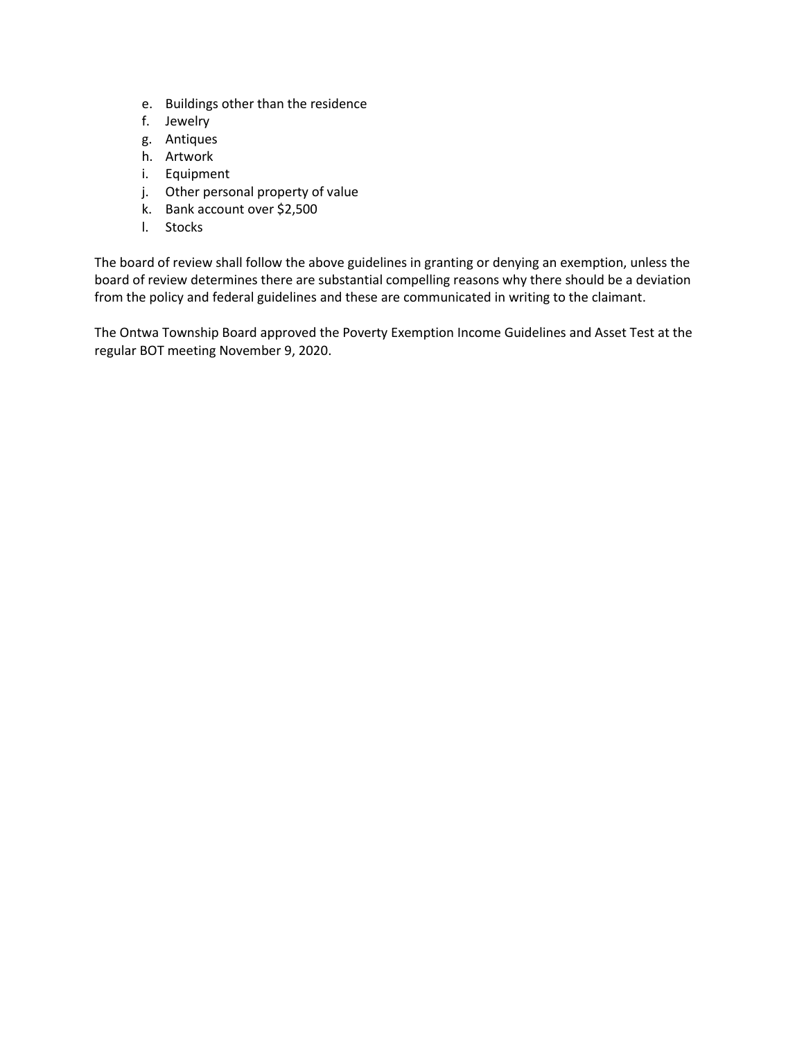e. Buildings other than the residence
f. Jewelry
g. Antiques
h. Artwork
i. Equipment
j. Other personal property of value
k. Bank account over $2,500
l. Stocks

The board of review shall follow the above guidelines in granting or denying an exemption, unless the board of review determines there are substantial compelling reasons why there should be a deviation from the policy and federal guidelines and these are communicated in writing to the claimant.

The Ontwa Township Board approved the Poverty Exemption Income Guidelines and Asset Test at the regular BOT meeting November 9, 2020.